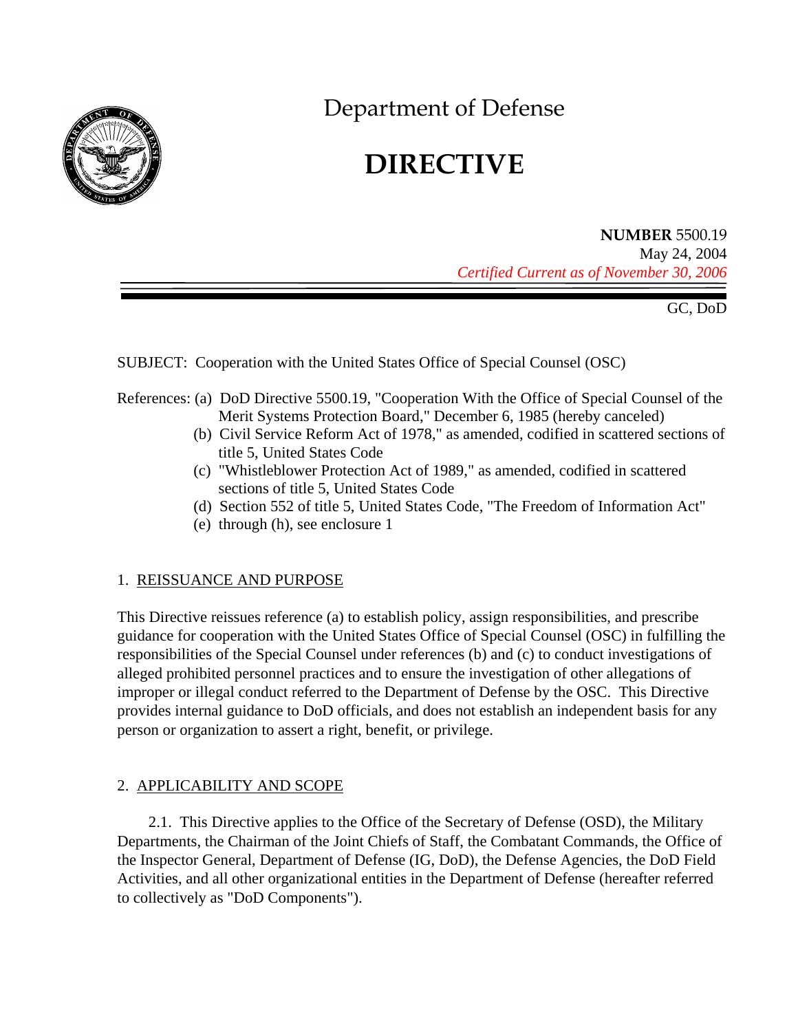# Department of Defense

# DIRECTIVE

**NUMBER** 5500.19
May 24, 2004
*Certified Current as of November 30, 2006*

GC, DoD

SUBJECT: Cooperation with the United States Office of Special Counsel (OSC)

References: (a) DoD Directive 5500.19, "Cooperation With the Office of Special Counsel of the Merit Systems Protection Board," December 6, 1985 (hereby canceled)
(b) Civil Service Reform Act of 1978," as amended, codified in scattered sections of title 5, United States Code
(c) "Whistleblower Protection Act of 1989," as amended, codified in scattered sections of title 5, United States Code
(d) Section 552 of title 5, United States Code, "The Freedom of Information Act"
(e) through (h), see enclosure 1

## 1. REISSUANCE AND PURPOSE

This Directive reissues reference (a) to establish policy, assign responsibilities, and prescribe guidance for cooperation with the United States Office of Special Counsel (OSC) in fulfilling the responsibilities of the Special Counsel under references (b) and (c) to conduct investigations of alleged prohibited personnel practices and to ensure the investigation of other allegations of improper or illegal conduct referred to the Department of Defense by the OSC. This Directive provides internal guidance to DoD officials, and does not establish an independent basis for any person or organization to assert a right, benefit, or privilege.

## 2. APPLICABILITY AND SCOPE

2.1. This Directive applies to the Office of the Secretary of Defense (OSD), the Military Departments, the Chairman of the Joint Chiefs of Staff, the Combatant Commands, the Office of the Inspector General, Department of Defense (IG, DoD), the Defense Agencies, the DoD Field Activities, and all other organizational entities in the Department of Defense (hereafter referred to collectively as "DoD Components").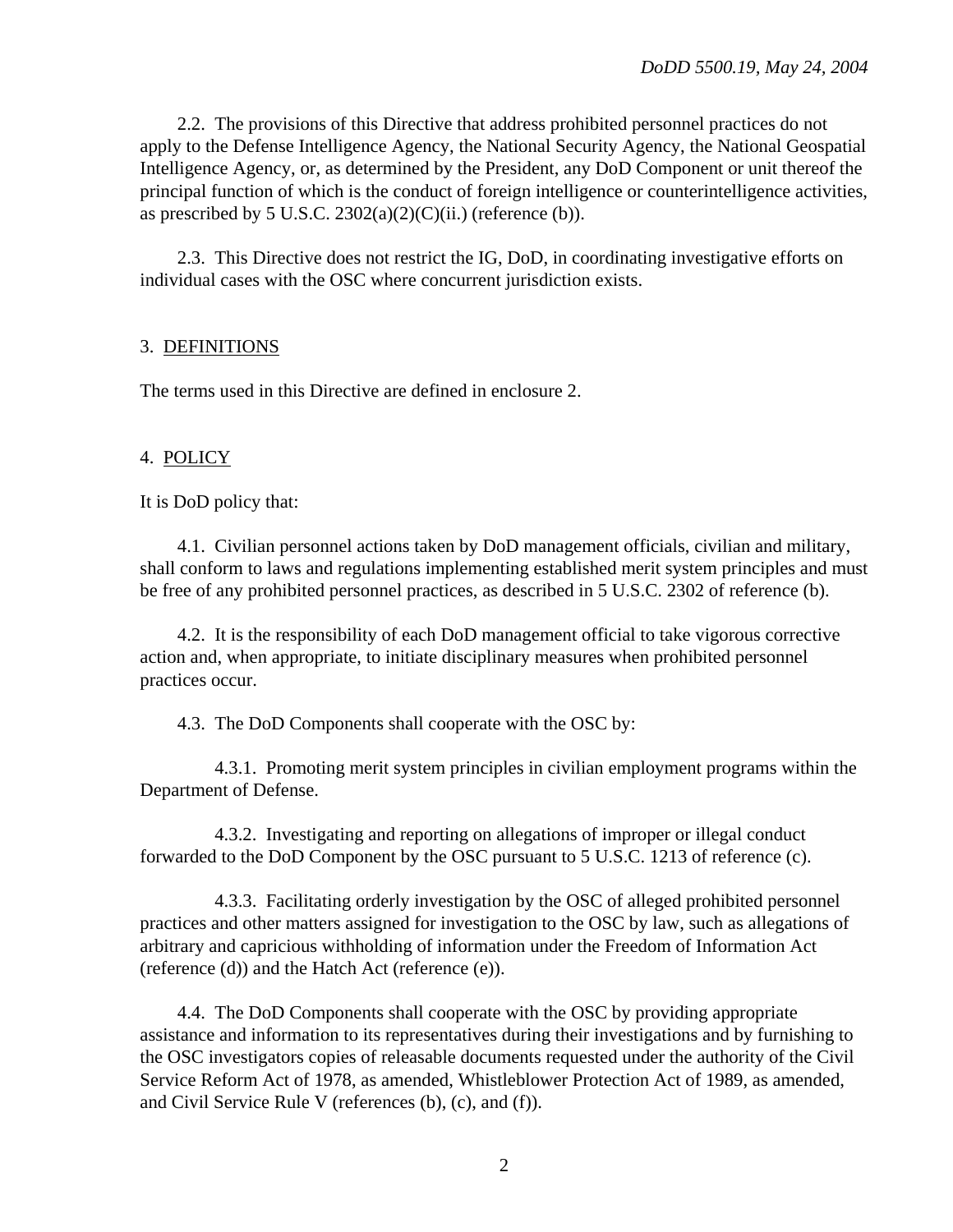2.2. The provisions of this Directive that address prohibited personnel practices do not apply to the Defense Intelligence Agency, the National Security Agency, the National Geospatial Intelligence Agency, or, as determined by the President, any DoD Component or unit thereof the principal function of which is the conduct of foreign intelligence or counterintelligence activities, as prescribed by 5 U.S.C. 2302(a)(2)(C)(ii.) (reference (b)).

2.3. This Directive does not restrict the IG, DoD, in coordinating investigative efforts on individual cases with the OSC where concurrent jurisdiction exists.

## 3. DEFINITIONS

The terms used in this Directive are defined in enclosure 2.

## 4. POLICY

It is DoD policy that:

4.1. Civilian personnel actions taken by DoD management officials, civilian and military, shall conform to laws and regulations implementing established merit system principles and must be free of any prohibited personnel practices, as described in 5 U.S.C. 2302 of reference (b).

4.2. It is the responsibility of each DoD management official to take vigorous corrective action and, when appropriate, to initiate disciplinary measures when prohibited personnel practices occur.

4.3. The DoD Components shall cooperate with the OSC by:

4.3.1. Promoting merit system principles in civilian employment programs within the Department of Defense.

4.3.2. Investigating and reporting on allegations of improper or illegal conduct forwarded to the DoD Component by the OSC pursuant to 5 U.S.C. 1213 of reference (c).

4.3.3. Facilitating orderly investigation by the OSC of alleged prohibited personnel practices and other matters assigned for investigation to the OSC by law, such as allegations of arbitrary and capricious withholding of information under the Freedom of Information Act (reference (d)) and the Hatch Act (reference (e)).

4.4. The DoD Components shall cooperate with the OSC by providing appropriate assistance and information to its representatives during their investigations and by furnishing to the OSC investigators copies of releasable documents requested under the authority of the Civil Service Reform Act of 1978, as amended, Whistleblower Protection Act of 1989, as amended, and Civil Service Rule V (references (b), (c), and (f)).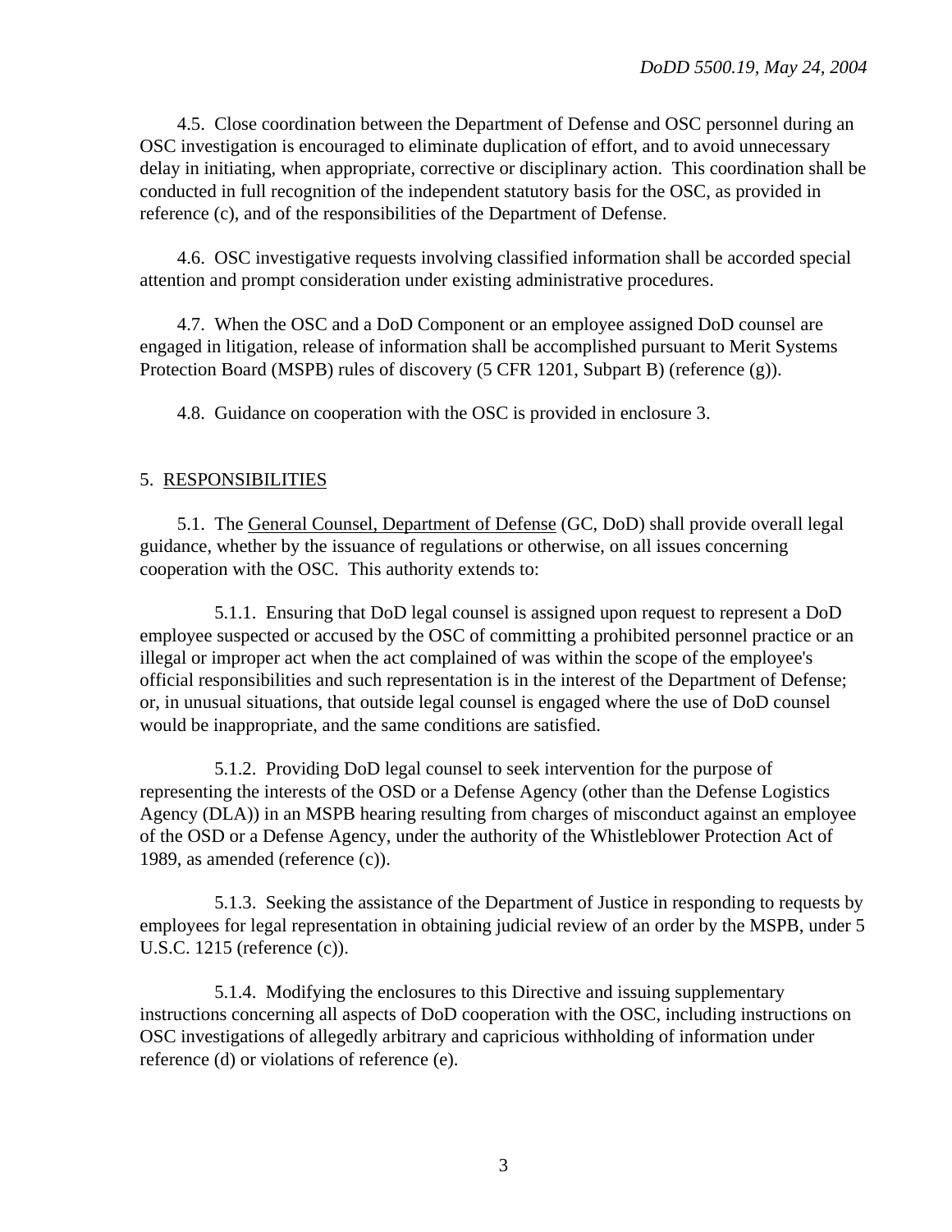4.5. Close coordination between the Department of Defense and OSC personnel during an OSC investigation is encouraged to eliminate duplication of effort, and to avoid unnecessary delay in initiating, when appropriate, corrective or disciplinary action. This coordination shall be conducted in full recognition of the independent statutory basis for the OSC, as provided in reference (c), and of the responsibilities of the Department of Defense.

4.6. OSC investigative requests involving classified information shall be accorded special attention and prompt consideration under existing administrative procedures.

4.7. When the OSC and a DoD Component or an employee assigned DoD counsel are engaged in litigation, release of information shall be accomplished pursuant to Merit Systems Protection Board (MSPB) rules of discovery (5 CFR 1201, Subpart B) (reference (g)).

4.8. Guidance on cooperation with the OSC is provided in enclosure 3.

## 5. RESPONSIBILITIES

5.1. The General Counsel, Department of Defense (GC, DoD) shall provide overall legal guidance, whether by the issuance of regulations or otherwise, on all issues concerning cooperation with the OSC. This authority extends to:

5.1.1. Ensuring that DoD legal counsel is assigned upon request to represent a DoD employee suspected or accused by the OSC of committing a prohibited personnel practice or an illegal or improper act when the act complained of was within the scope of the employee's official responsibilities and such representation is in the interest of the Department of Defense; or, in unusual situations, that outside legal counsel is engaged where the use of DoD counsel would be inappropriate, and the same conditions are satisfied.

5.1.2. Providing DoD legal counsel to seek intervention for the purpose of representing the interests of the OSD or a Defense Agency (other than the Defense Logistics Agency (DLA)) in an MSPB hearing resulting from charges of misconduct against an employee of the OSD or a Defense Agency, under the authority of the Whistleblower Protection Act of 1989, as amended (reference (c)).

5.1.3. Seeking the assistance of the Department of Justice in responding to requests by employees for legal representation in obtaining judicial review of an order by the MSPB, under 5 U.S.C. 1215 (reference (c)).

5.1.4. Modifying the enclosures to this Directive and issuing supplementary instructions concerning all aspects of DoD cooperation with the OSC, including instructions on OSC investigations of allegedly arbitrary and capricious withholding of information under reference (d) or violations of reference (e).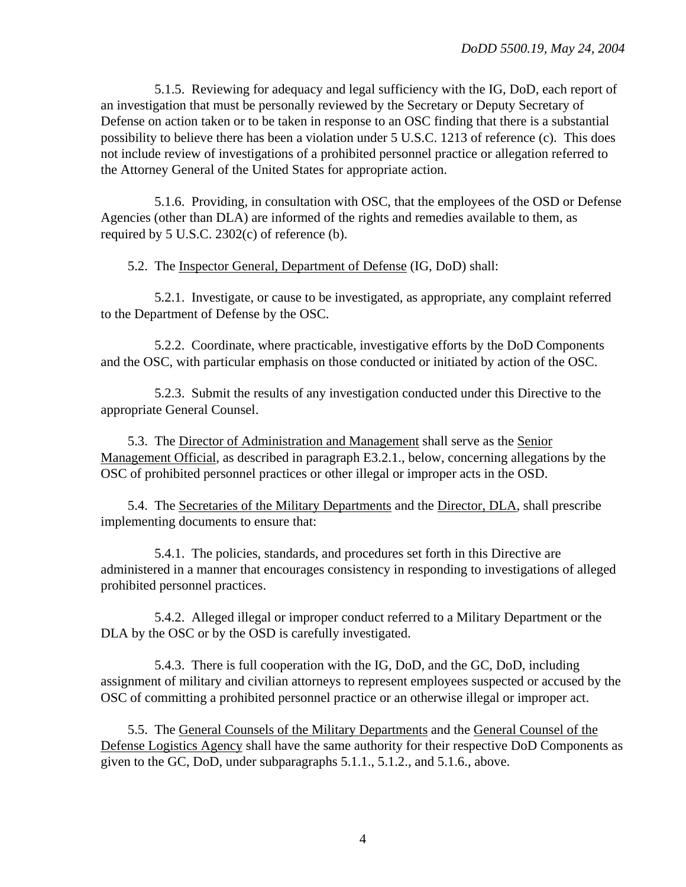5.1.5. Reviewing for adequacy and legal sufficiency with the IG, DoD, each report of an investigation that must be personally reviewed by the Secretary or Deputy Secretary of Defense on action taken or to be taken in response to an OSC finding that there is a substantial possibility to believe there has been a violation under 5 U.S.C. 1213 of reference (c). This does not include review of investigations of a prohibited personnel practice or allegation referred to the Attorney General of the United States for appropriate action.

5.1.6. Providing, in consultation with OSC, that the employees of the OSD or Defense Agencies (other than DLA) are informed of the rights and remedies available to them, as required by 5 U.S.C. 2302(c) of reference (b).

5.2. The Inspector General, Department of Defense (IG, DoD) shall:

5.2.1. Investigate, or cause to be investigated, as appropriate, any complaint referred to the Department of Defense by the OSC.

5.2.2. Coordinate, where practicable, investigative efforts by the DoD Components and the OSC, with particular emphasis on those conducted or initiated by action of the OSC.

5.2.3. Submit the results of any investigation conducted under this Directive to the appropriate General Counsel.

5.3. The Director of Administration and Management shall serve as the Senior Management Official, as described in paragraph E3.2.1., below, concerning allegations by the OSC of prohibited personnel practices or other illegal or improper acts in the OSD.

5.4. The Secretaries of the Military Departments and the Director, DLA, shall prescribe implementing documents to ensure that:

5.4.1. The policies, standards, and procedures set forth in this Directive are administered in a manner that encourages consistency in responding to investigations of alleged prohibited personnel practices.

5.4.2. Alleged illegal or improper conduct referred to a Military Department or the DLA by the OSC or by the OSD is carefully investigated.

5.4.3. There is full cooperation with the IG, DoD, and the GC, DoD, including assignment of military and civilian attorneys to represent employees suspected or accused by the OSC of committing a prohibited personnel practice or an otherwise illegal or improper act.

5.5. The General Counsels of the Military Departments and the General Counsel of the Defense Logistics Agency shall have the same authority for their respective DoD Components as given to the GC, DoD, under subparagraphs 5.1.1., 5.1.2., and 5.1.6., above.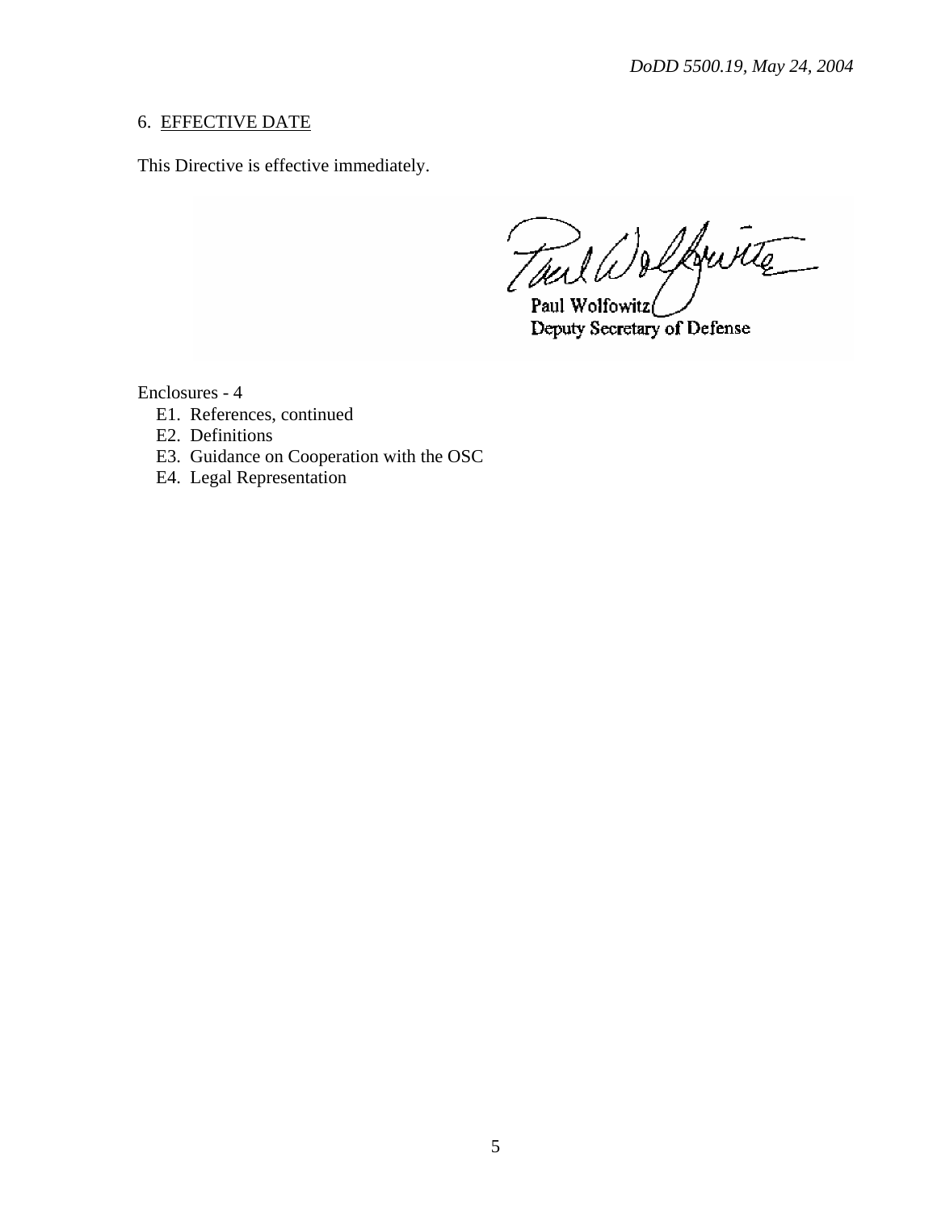6. EFFECTIVE DATE

This Directive is effective immediately.

Paul Wolfowitz
Deputy Secretary of Defense

Enclosures - 4
- E1. References, continued
- E2. Definitions
- E3. Guidance on Cooperation with the OSC
- E4. Legal Representation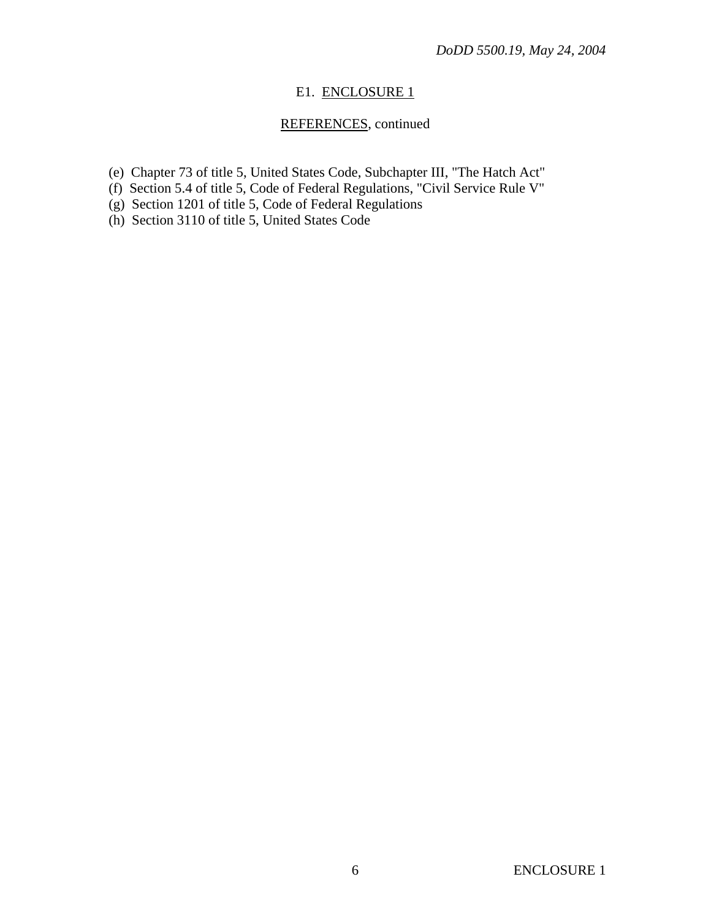## E1. ENCLOSURE 1

### REFERENCES, continued

(e) Chapter 73 of title 5, United States Code, Subchapter III, "The Hatch Act"
(f) Section 5.4 of title 5, Code of Federal Regulations, "Civil Service Rule V"
(g) Section 1201 of title 5, Code of Federal Regulations
(h) Section 3110 of title 5, United States Code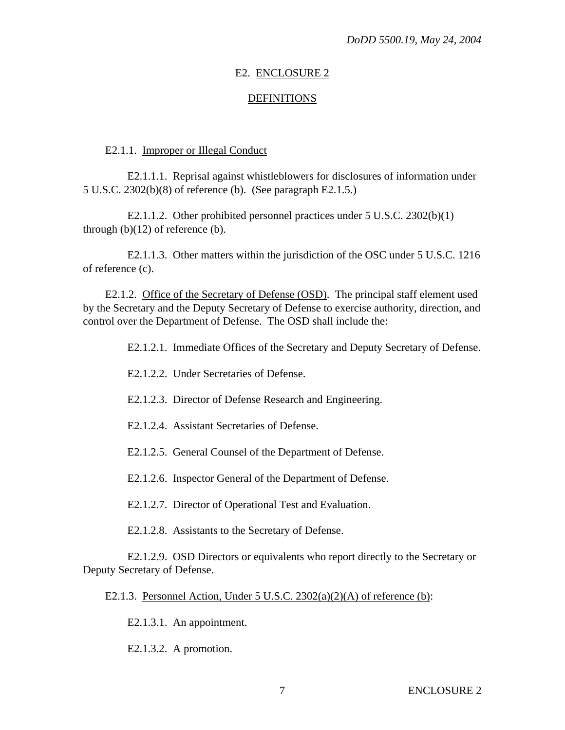## E2. ENCLOSURE 2

## DEFINITIONS

E2.1.1. Improper or Illegal Conduct

E2.1.1.1. Reprisal against whistleblowers for disclosures of information under 5 U.S.C. 2302(b)(8) of reference (b). (See paragraph E2.1.5.)

E2.1.1.2. Other prohibited personnel practices under 5 U.S.C. 2302(b)(1) through (b)(12) of reference (b).

E2.1.1.3. Other matters within the jurisdiction of the OSC under 5 U.S.C. 1216 of reference (c).

E2.1.2. Office of the Secretary of Defense (OSD). The principal staff element used by the Secretary and the Deputy Secretary of Defense to exercise authority, direction, and control over the Department of Defense. The OSD shall include the:

E2.1.2.1. Immediate Offices of the Secretary and Deputy Secretary of Defense.

E2.1.2.2. Under Secretaries of Defense.

E2.1.2.3. Director of Defense Research and Engineering.

E2.1.2.4. Assistant Secretaries of Defense.

E2.1.2.5. General Counsel of the Department of Defense.

E2.1.2.6. Inspector General of the Department of Defense.

E2.1.2.7. Director of Operational Test and Evaluation.

E2.1.2.8. Assistants to the Secretary of Defense.

E2.1.2.9. OSD Directors or equivalents who report directly to the Secretary or Deputy Secretary of Defense.

E2.1.3. Personnel Action, Under 5 U.S.C. 2302(a)(2)(A) of reference (b):

E2.1.3.1. An appointment.

E2.1.3.2. A promotion.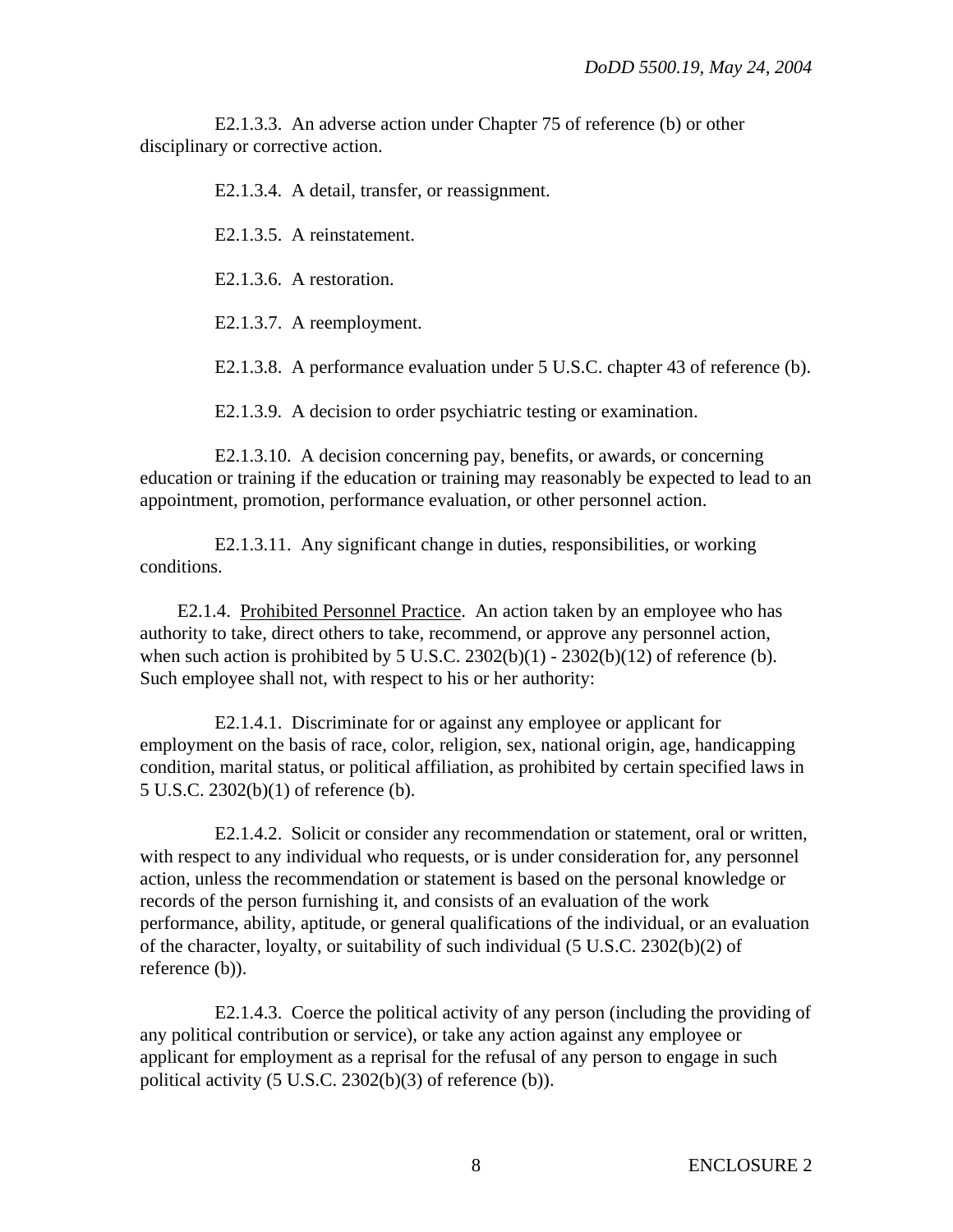E2.1.3.3. An adverse action under Chapter 75 of reference (b) or other disciplinary or corrective action.

E2.1.3.4. A detail, transfer, or reassignment.

E2.1.3.5. A reinstatement.

E2.1.3.6. A restoration.

E2.1.3.7. A reemployment.

E2.1.3.8. A performance evaluation under 5 U.S.C. chapter 43 of reference (b).

E2.1.3.9. A decision to order psychiatric testing or examination.

E2.1.3.10. A decision concerning pay, benefits, or awards, or concerning education or training if the education or training may reasonably be expected to lead to an appointment, promotion, performance evaluation, or other personnel action.

E2.1.3.11. Any significant change in duties, responsibilities, or working conditions.

E2.1.4. Prohibited Personnel Practice. An action taken by an employee who has authority to take, direct others to take, recommend, or approve any personnel action, when such action is prohibited by 5 U.S.C. 2302(b)(1) - 2302(b)(12) of reference (b). Such employee shall not, with respect to his or her authority:

E2.1.4.1. Discriminate for or against any employee or applicant for employment on the basis of race, color, religion, sex, national origin, age, handicapping condition, marital status, or political affiliation, as prohibited by certain specified laws in 5 U.S.C. 2302(b)(1) of reference (b).

E2.1.4.2. Solicit or consider any recommendation or statement, oral or written, with respect to any individual who requests, or is under consideration for, any personnel action, unless the recommendation or statement is based on the personal knowledge or records of the person furnishing it, and consists of an evaluation of the work performance, ability, aptitude, or general qualifications of the individual, or an evaluation of the character, loyalty, or suitability of such individual (5 U.S.C. 2302(b)(2) of reference (b)).

E2.1.4.3. Coerce the political activity of any person (including the providing of any political contribution or service), or take any action against any employee or applicant for employment as a reprisal for the refusal of any person to engage in such political activity (5 U.S.C. 2302(b)(3) of reference (b)).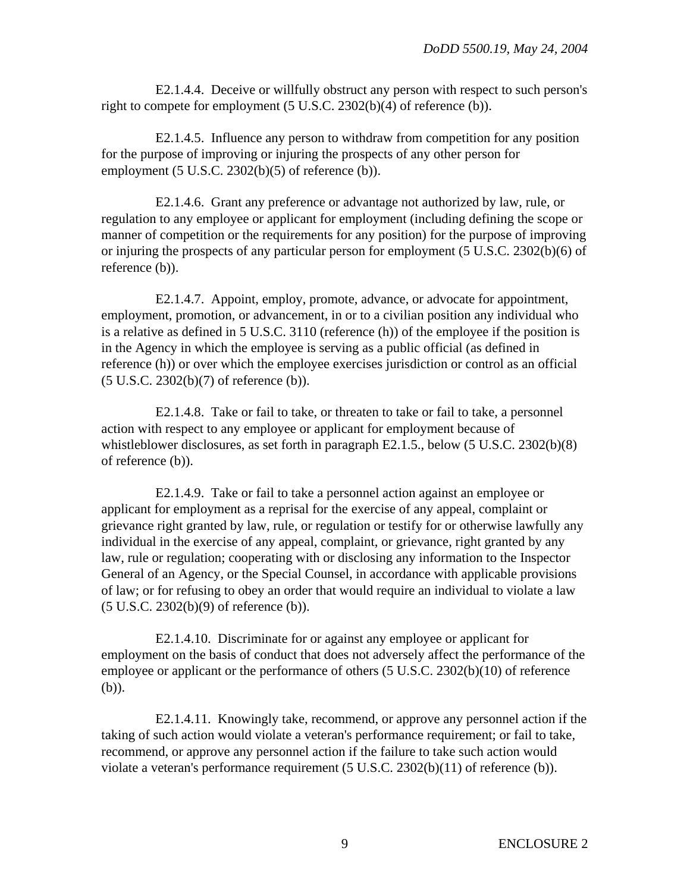E2.1.4.4. Deceive or willfully obstruct any person with respect to such person's right to compete for employment (5 U.S.C. 2302(b)(4) of reference (b)).

E2.1.4.5. Influence any person to withdraw from competition for any position for the purpose of improving or injuring the prospects of any other person for employment (5 U.S.C. 2302(b)(5) of reference (b)).

E2.1.4.6. Grant any preference or advantage not authorized by law, rule, or regulation to any employee or applicant for employment (including defining the scope or manner of competition or the requirements for any position) for the purpose of improving or injuring the prospects of any particular person for employment (5 U.S.C. 2302(b)(6) of reference (b)).

E2.1.4.7. Appoint, employ, promote, advance, or advocate for appointment, employment, promotion, or advancement, in or to a civilian position any individual who is a relative as defined in 5 U.S.C. 3110 (reference (h)) of the employee if the position is in the Agency in which the employee is serving as a public official (as defined in reference (h)) or over which the employee exercises jurisdiction or control as an official (5 U.S.C. 2302(b)(7) of reference (b)).

E2.1.4.8. Take or fail to take, or threaten to take or fail to take, a personnel action with respect to any employee or applicant for employment because of whistleblower disclosures, as set forth in paragraph E2.1.5., below (5 U.S.C. 2302(b)(8) of reference (b)).

E2.1.4.9. Take or fail to take a personnel action against an employee or applicant for employment as a reprisal for the exercise of any appeal, complaint or grievance right granted by law, rule, or regulation or testify for or otherwise lawfully any individual in the exercise of any appeal, complaint, or grievance, right granted by any law, rule or regulation; cooperating with or disclosing any information to the Inspector General of an Agency, or the Special Counsel, in accordance with applicable provisions of law; or for refusing to obey an order that would require an individual to violate a law (5 U.S.C. 2302(b)(9) of reference (b)).

E2.1.4.10. Discriminate for or against any employee or applicant for employment on the basis of conduct that does not adversely affect the performance of the employee or applicant or the performance of others (5 U.S.C. 2302(b)(10) of reference (b)).

E2.1.4.11. Knowingly take, recommend, or approve any personnel action if the taking of such action would violate a veteran's performance requirement; or fail to take, recommend, or approve any personnel action if the failure to take such action would violate a veteran's performance requirement (5 U.S.C. 2302(b)(11) of reference (b)).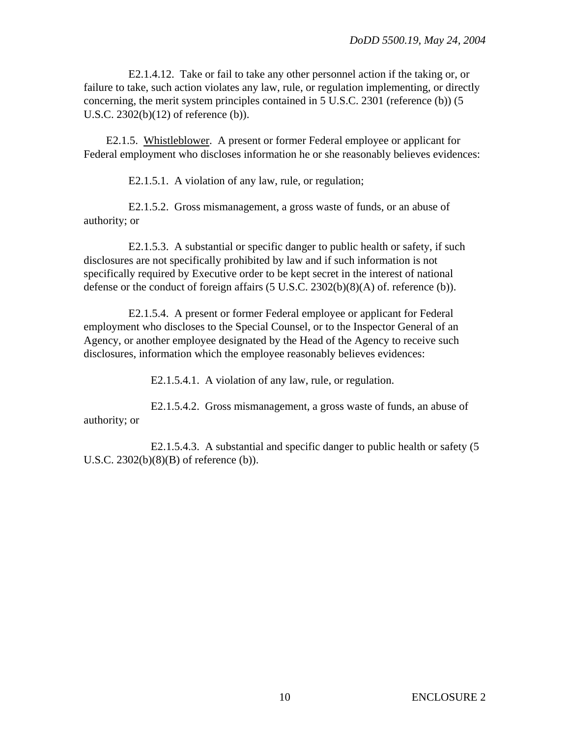E2.1.4.12. Take or fail to take any other personnel action if the taking or, or failure to take, such action violates any law, rule, or regulation implementing, or directly concerning, the merit system principles contained in 5 U.S.C. 2301 (reference (b)) (5 U.S.C. 2302(b)(12) of reference (b)).

E2.1.5. <u>Whistleblower</u>. A present or former Federal employee or applicant for Federal employment who discloses information he or she reasonably believes evidences:

E2.1.5.1. A violation of any law, rule, or regulation;

E2.1.5.2. Gross mismanagement, a gross waste of funds, or an abuse of authority; or

E2.1.5.3. A substantial or specific danger to public health or safety, if such disclosures are not specifically prohibited by law and if such information is not specifically required by Executive order to be kept secret in the interest of national defense or the conduct of foreign affairs (5 U.S.C. 2302(b)(8)(A) of. reference (b)).

E2.1.5.4. A present or former Federal employee or applicant for Federal employment who discloses to the Special Counsel, or to the Inspector General of an Agency, or another employee designated by the Head of the Agency to receive such disclosures, information which the employee reasonably believes evidences:

E2.1.5.4.1. A violation of any law, rule, or regulation.

E2.1.5.4.2. Gross mismanagement, a gross waste of funds, an abuse of authority; or

E2.1.5.4.3. A substantial and specific danger to public health or safety (5 U.S.C. 2302(b)(8)(B) of reference (b)).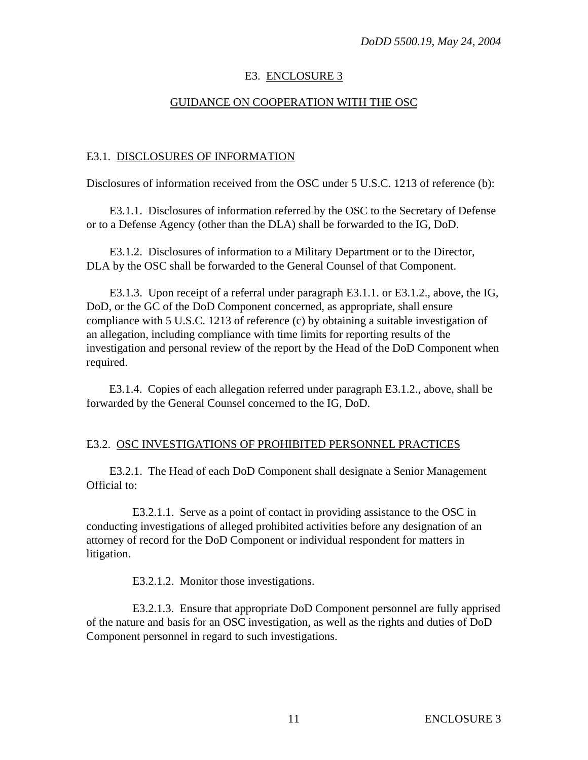# E3. ENCLOSURE 3

## GUIDANCE ON COOPERATION WITH THE OSC

### E3.1. DISCLOSURES OF INFORMATION

Disclosures of information received from the OSC under 5 U.S.C. 1213 of reference (b):

E3.1.1. Disclosures of information referred by the OSC to the Secretary of Defense or to a Defense Agency (other than the DLA) shall be forwarded to the IG, DoD.

E3.1.2. Disclosures of information to a Military Department or to the Director, DLA by the OSC shall be forwarded to the General Counsel of that Component.

E3.1.3. Upon receipt of a referral under paragraph E3.1.1. or E3.1.2., above, the IG, DoD, or the GC of the DoD Component concerned, as appropriate, shall ensure compliance with 5 U.S.C. 1213 of reference (c) by obtaining a suitable investigation of an allegation, including compliance with time limits for reporting results of the investigation and personal review of the report by the Head of the DoD Component when required.

E3.1.4. Copies of each allegation referred under paragraph E3.1.2., above, shall be forwarded by the General Counsel concerned to the IG, DoD.

### E3.2. OSC INVESTIGATIONS OF PROHIBITED PERSONNEL PRACTICES

E3.2.1. The Head of each DoD Component shall designate a Senior Management Official to:

E3.2.1.1. Serve as a point of contact in providing assistance to the OSC in conducting investigations of alleged prohibited activities before any designation of an attorney of record for the DoD Component or individual respondent for matters in litigation.

E3.2.1.2. Monitor those investigations.

E3.2.1.3. Ensure that appropriate DoD Component personnel are fully apprised of the nature and basis for an OSC investigation, as well as the rights and duties of DoD Component personnel in regard to such investigations.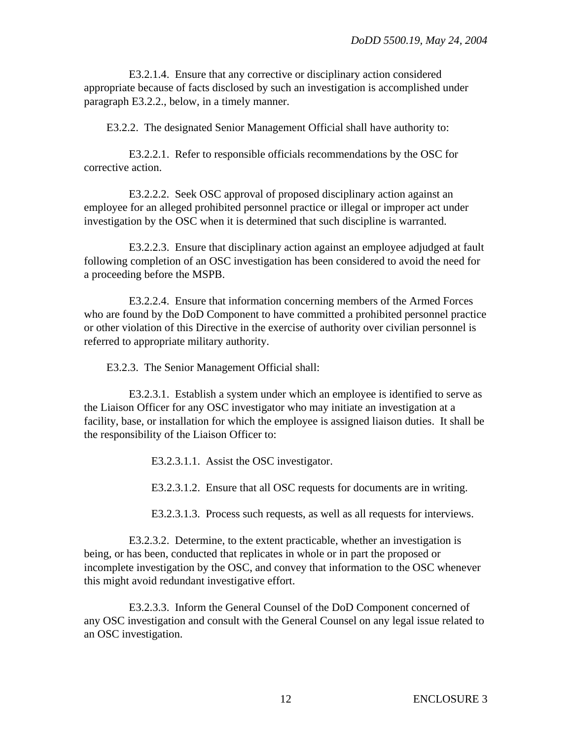E3.2.1.4. Ensure that any corrective or disciplinary action considered appropriate because of facts disclosed by such an investigation is accomplished under paragraph E3.2.2., below, in a timely manner.

E3.2.2. The designated Senior Management Official shall have authority to:

E3.2.2.1. Refer to responsible officials recommendations by the OSC for corrective action.

E3.2.2.2. Seek OSC approval of proposed disciplinary action against an employee for an alleged prohibited personnel practice or illegal or improper act under investigation by the OSC when it is determined that such discipline is warranted.

E3.2.2.3. Ensure that disciplinary action against an employee adjudged at fault following completion of an OSC investigation has been considered to avoid the need for a proceeding before the MSPB.

E3.2.2.4. Ensure that information concerning members of the Armed Forces who are found by the DoD Component to have committed a prohibited personnel practice or other violation of this Directive in the exercise of authority over civilian personnel is referred to appropriate military authority.

E3.2.3. The Senior Management Official shall:

E3.2.3.1. Establish a system under which an employee is identified to serve as the Liaison Officer for any OSC investigator who may initiate an investigation at a facility, base, or installation for which the employee is assigned liaison duties. It shall be the responsibility of the Liaison Officer to:

E3.2.3.1.1. Assist the OSC investigator.

E3.2.3.1.2. Ensure that all OSC requests for documents are in writing.

E3.2.3.1.3. Process such requests, as well as all requests for interviews.

E3.2.3.2. Determine, to the extent practicable, whether an investigation is being, or has been, conducted that replicates in whole or in part the proposed or incomplete investigation by the OSC, and convey that information to the OSC whenever this might avoid redundant investigative effort.

E3.2.3.3. Inform the General Counsel of the DoD Component concerned of any OSC investigation and consult with the General Counsel on any legal issue related to an OSC investigation.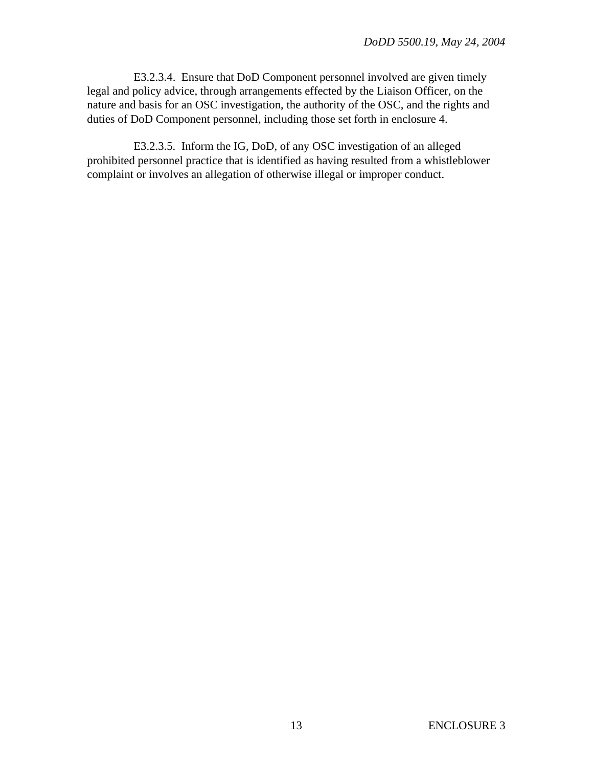E3.2.3.4. Ensure that DoD Component personnel involved are given timely legal and policy advice, through arrangements effected by the Liaison Officer, on the nature and basis for an OSC investigation, the authority of the OSC, and the rights and duties of DoD Component personnel, including those set forth in enclosure 4.

E3.2.3.5. Inform the IG, DoD, of any OSC investigation of an alleged prohibited personnel practice that is identified as having resulted from a whistleblower complaint or involves an allegation of otherwise illegal or improper conduct.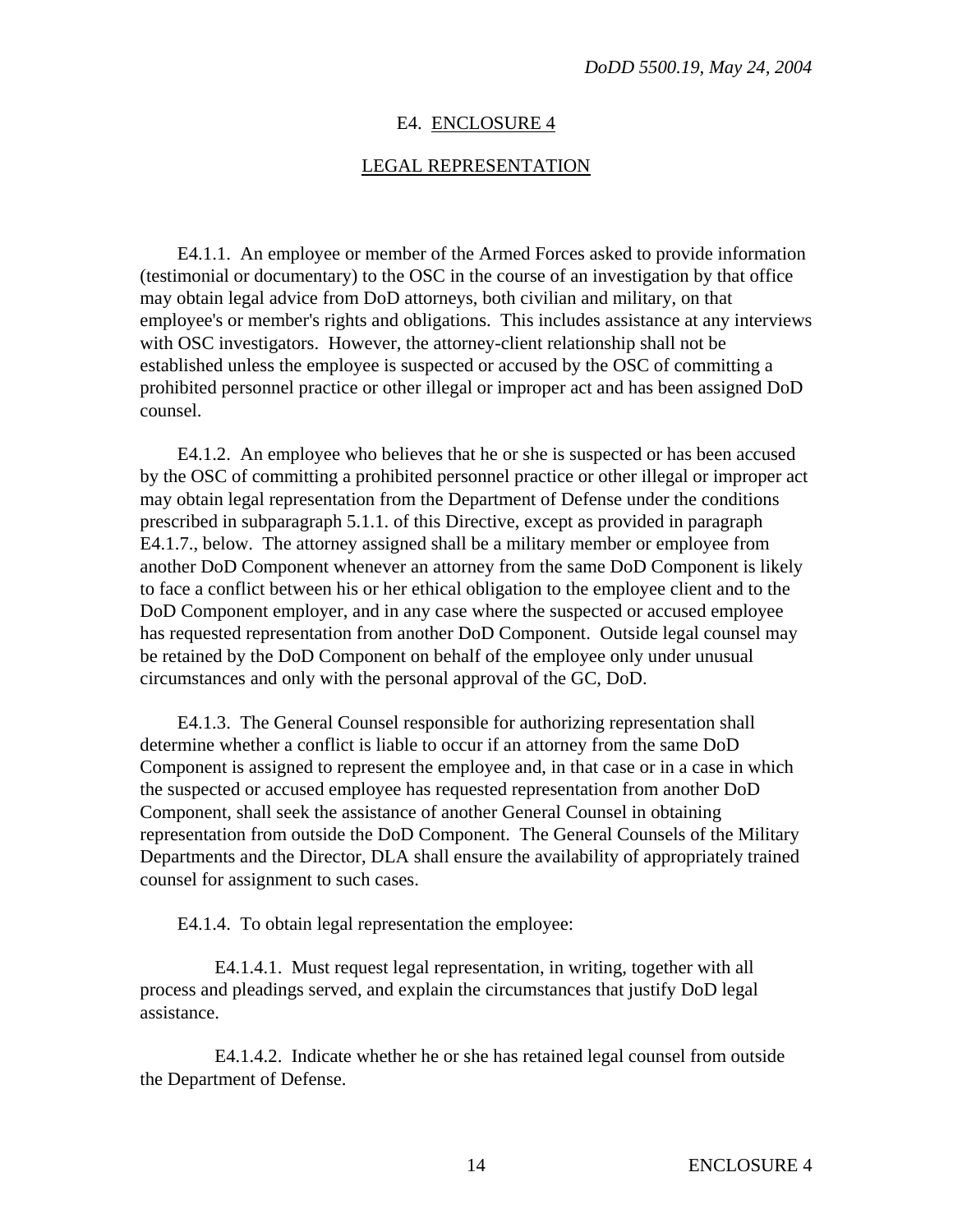## E4. ENCLOSURE 4

## LEGAL REPRESENTATION

E4.1.1. An employee or member of the Armed Forces asked to provide information (testimonial or documentary) to the OSC in the course of an investigation by that office may obtain legal advice from DoD attorneys, both civilian and military, on that employee's or member's rights and obligations. This includes assistance at any interviews with OSC investigators. However, the attorney-client relationship shall not be established unless the employee is suspected or accused by the OSC of committing a prohibited personnel practice or other illegal or improper act and has been assigned DoD counsel.

E4.1.2. An employee who believes that he or she is suspected or has been accused by the OSC of committing a prohibited personnel practice or other illegal or improper act may obtain legal representation from the Department of Defense under the conditions prescribed in subparagraph 5.1.1. of this Directive, except as provided in paragraph E4.1.7., below. The attorney assigned shall be a military member or employee from another DoD Component whenever an attorney from the same DoD Component is likely to face a conflict between his or her ethical obligation to the employee client and to the DoD Component employer, and in any case where the suspected or accused employee has requested representation from another DoD Component. Outside legal counsel may be retained by the DoD Component on behalf of the employee only under unusual circumstances and only with the personal approval of the GC, DoD.

E4.1.3. The General Counsel responsible for authorizing representation shall determine whether a conflict is liable to occur if an attorney from the same DoD Component is assigned to represent the employee and, in that case or in a case in which the suspected or accused employee has requested representation from another DoD Component, shall seek the assistance of another General Counsel in obtaining representation from outside the DoD Component. The General Counsels of the Military Departments and the Director, DLA shall ensure the availability of appropriately trained counsel for assignment to such cases.

E4.1.4. To obtain legal representation the employee:

E4.1.4.1. Must request legal representation, in writing, together with all process and pleadings served, and explain the circumstances that justify DoD legal assistance.

E4.1.4.2. Indicate whether he or she has retained legal counsel from outside the Department of Defense.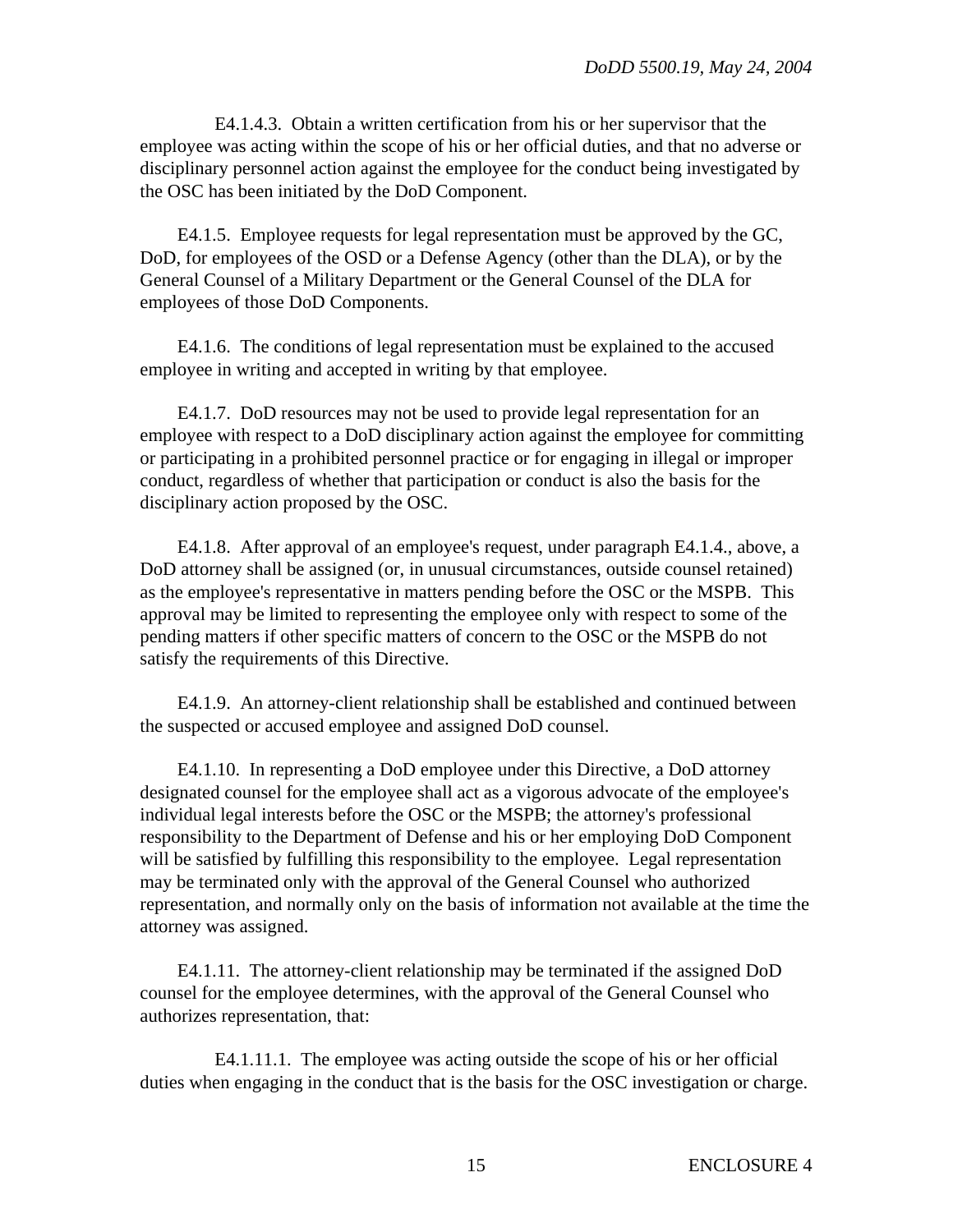E4.1.4.3. Obtain a written certification from his or her supervisor that the employee was acting within the scope of his or her official duties, and that no adverse or disciplinary personnel action against the employee for the conduct being investigated by the OSC has been initiated by the DoD Component.

E4.1.5. Employee requests for legal representation must be approved by the GC, DoD, for employees of the OSD or a Defense Agency (other than the DLA), or by the General Counsel of a Military Department or the General Counsel of the DLA for employees of those DoD Components.

E4.1.6. The conditions of legal representation must be explained to the accused employee in writing and accepted in writing by that employee.

E4.1.7. DoD resources may not be used to provide legal representation for an employee with respect to a DoD disciplinary action against the employee for committing or participating in a prohibited personnel practice or for engaging in illegal or improper conduct, regardless of whether that participation or conduct is also the basis for the disciplinary action proposed by the OSC.

E4.1.8. After approval of an employee's request, under paragraph E4.1.4., above, a DoD attorney shall be assigned (or, in unusual circumstances, outside counsel retained) as the employee's representative in matters pending before the OSC or the MSPB. This approval may be limited to representing the employee only with respect to some of the pending matters if other specific matters of concern to the OSC or the MSPB do not satisfy the requirements of this Directive.

E4.1.9. An attorney-client relationship shall be established and continued between the suspected or accused employee and assigned DoD counsel.

E4.1.10. In representing a DoD employee under this Directive, a DoD attorney designated counsel for the employee shall act as a vigorous advocate of the employee's individual legal interests before the OSC or the MSPB; the attorney's professional responsibility to the Department of Defense and his or her employing DoD Component will be satisfied by fulfilling this responsibility to the employee. Legal representation may be terminated only with the approval of the General Counsel who authorized representation, and normally only on the basis of information not available at the time the attorney was assigned.

E4.1.11. The attorney-client relationship may be terminated if the assigned DoD counsel for the employee determines, with the approval of the General Counsel who authorizes representation, that:

E4.1.11.1. The employee was acting outside the scope of his or her official duties when engaging in the conduct that is the basis for the OSC investigation or charge.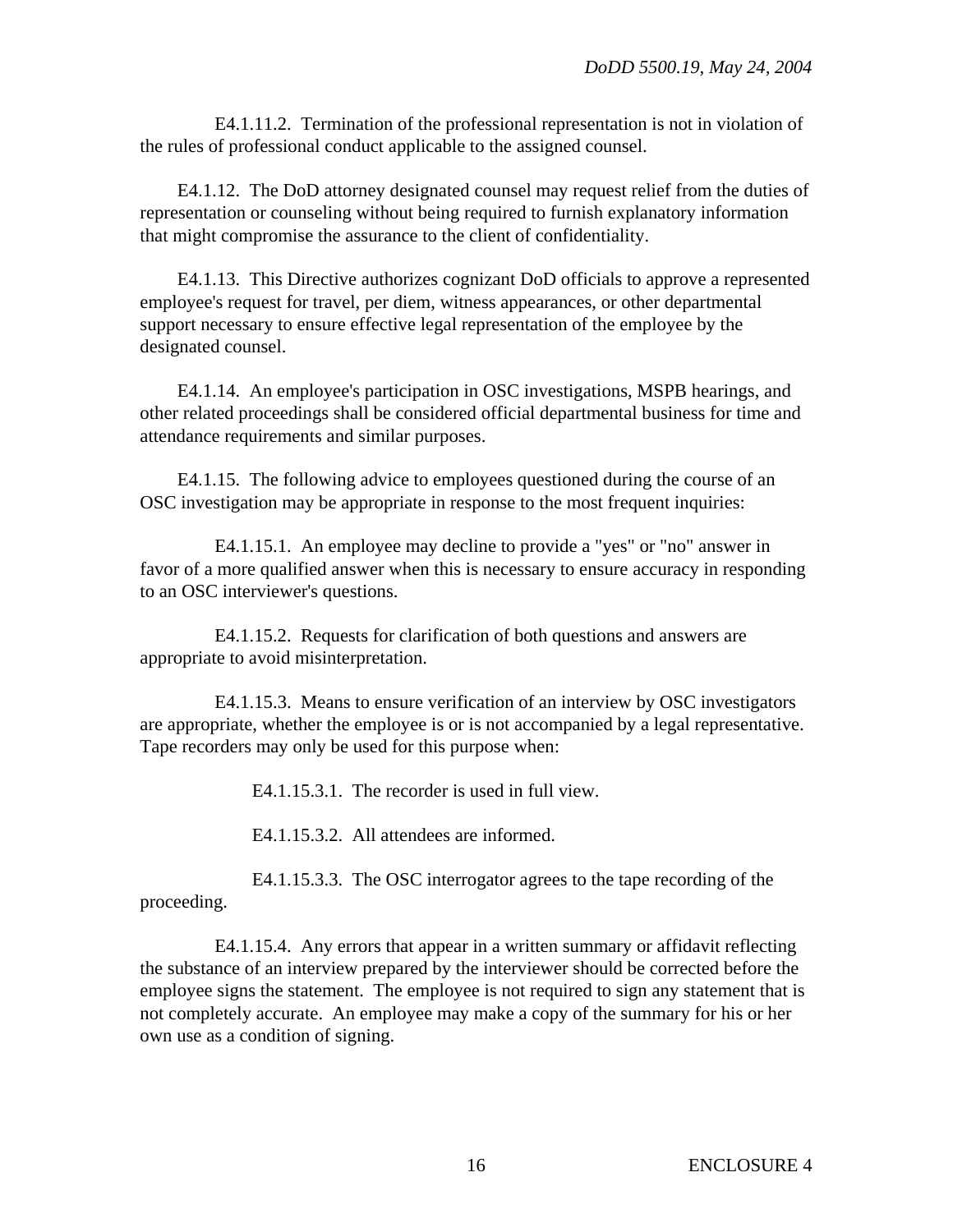E4.1.11.2. Termination of the professional representation is not in violation of the rules of professional conduct applicable to the assigned counsel.

E4.1.12. The DoD attorney designated counsel may request relief from the duties of representation or counseling without being required to furnish explanatory information that might compromise the assurance to the client of confidentiality.

E4.1.13. This Directive authorizes cognizant DoD officials to approve a represented employee's request for travel, per diem, witness appearances, or other departmental support necessary to ensure effective legal representation of the employee by the designated counsel.

E4.1.14. An employee's participation in OSC investigations, MSPB hearings, and other related proceedings shall be considered official departmental business for time and attendance requirements and similar purposes.

E4.1.15. The following advice to employees questioned during the course of an OSC investigation may be appropriate in response to the most frequent inquiries:

E4.1.15.1. An employee may decline to provide a "yes" or "no" answer in favor of a more qualified answer when this is necessary to ensure accuracy in responding to an OSC interviewer's questions.

E4.1.15.2. Requests for clarification of both questions and answers are appropriate to avoid misinterpretation.

E4.1.15.3. Means to ensure verification of an interview by OSC investigators are appropriate, whether the employee is or is not accompanied by a legal representative. Tape recorders may only be used for this purpose when:

E4.1.15.3.1. The recorder is used in full view.

E4.1.15.3.2. All attendees are informed.

E4.1.15.3.3. The OSC interrogator agrees to the tape recording of the proceeding.

E4.1.15.4. Any errors that appear in a written summary or affidavit reflecting the substance of an interview prepared by the interviewer should be corrected before the employee signs the statement. The employee is not required to sign any statement that is not completely accurate. An employee may make a copy of the summary for his or her own use as a condition of signing.